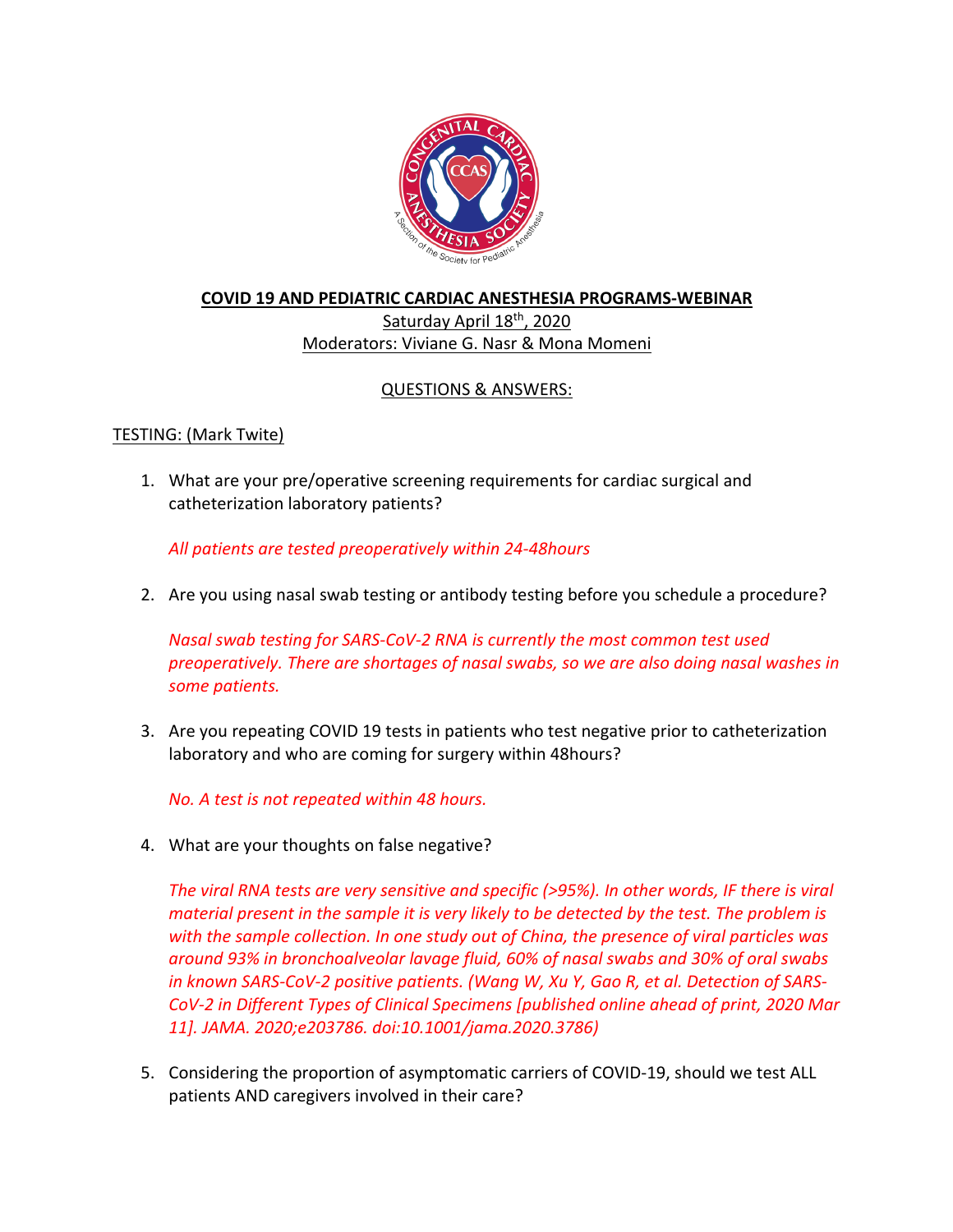**COVID 19 AND PEDIATRIC CARDIAC ANESTHESIA PROGRAMS-WEBINAR**

Saturday April 18th, 2020

Moderators: Viviane G. Nasr & Mona Momeni

QUESTIONS & ANSWERS:

TESTING: (Mark Twite)

1. What are your pre/operative screening requirements for cardiac surgical and catheterization laboratory patients?

   *All patients are tested preoperatively within 24-48hours*

2. Are you using nasal swab testing or antibody testing before you schedule a procedure?

   *Nasal swab testing for SARS-CoV-2 RNA is currently the most common test used preoperatively. There are shortages of nasal swabs, so we are also doing nasal washes in some patients.*

3. Are you repeating COVID 19 tests in patients who test negative prior to catheterization laboratory and who are coming for surgery within 48hours?

   *No. A test is not repeated within 48 hours.*

4. What are your thoughts on false negative?

   *The viral RNA tests are very sensitive and specific (>95%). In other words, IF there is viral material present in the sample it is very likely to be detected by the test. The problem is with the sample collection. In one study out of China, the presence of viral particles was around 93% in bronchoalveolar lavage fluid, 60% of nasal swabs and 30% of oral swabs in known SARS-CoV-2 positive patients. (Wang W, Xu Y, Gao R, et al. Detection of SARS-CoV-2 in Different Types of Clinical Specimens [published online ahead of print, 2020 Mar 11]. JAMA. 2020;e203786. doi:10.1001/jama.2020.3786)*

5. Considering the proportion of asymptomatic carriers of COVID-19, should we test ALL patients AND caregivers involved in their care?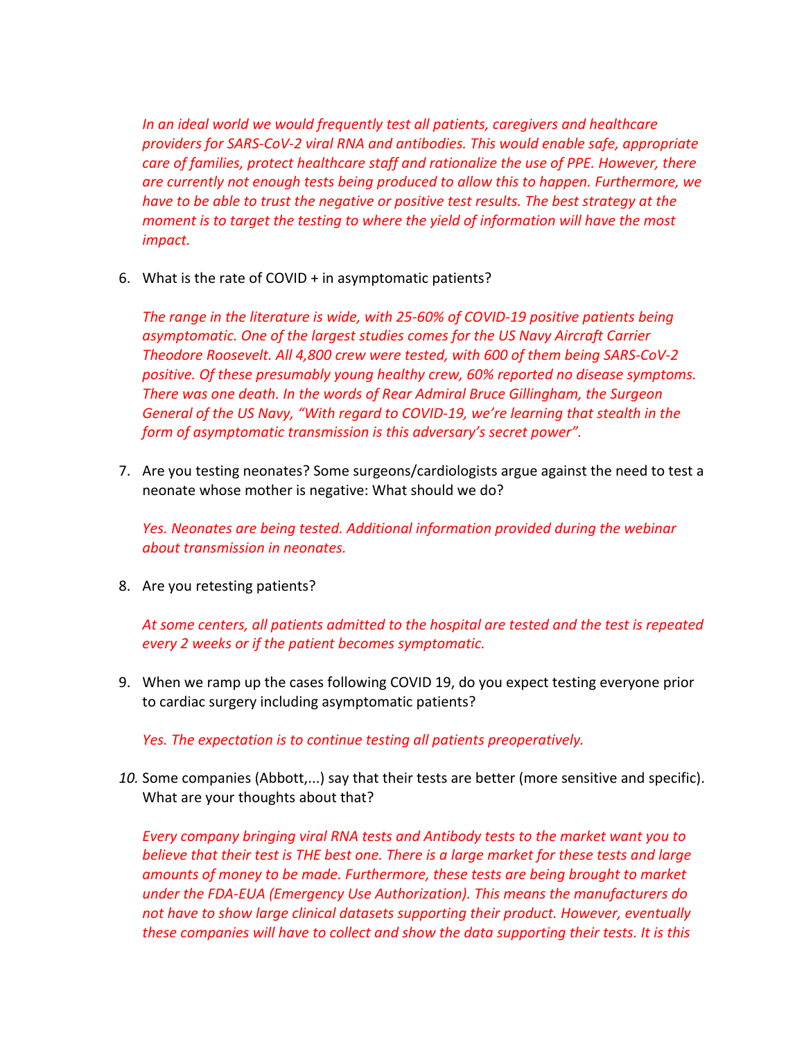*In an ideal world we would frequently test all patients, caregivers and healthcare providers for SARS-CoV-2 viral RNA and antibodies. This would enable safe, appropriate care of families, protect healthcare staff and rationalize the use of PPE. However, there are currently not enough tests being produced to allow this to happen. Furthermore, we have to be able to trust the negative or positive test results. The best strategy at the moment is to target the testing to where the yield of information will have the most impact.*

6. What is the rate of COVID + in asymptomatic patients?

   *The range in the literature is wide, with 25-60% of COVID-19 positive patients being asymptomatic. One of the largest studies comes for the US Navy Aircraft Carrier Theodore Roosevelt. All 4,800 crew were tested, with 600 of them being SARS-CoV-2 positive. Of these presumably young healthy crew, 60% reported no disease symptoms. There was one death. In the words of Rear Admiral Bruce Gillingham, the Surgeon General of the US Navy, "With regard to COVID-19, we're learning that stealth in the form of asymptomatic transmission is this adversary's secret power".*

7. Are you testing neonates? Some surgeons/cardiologists argue against the need to test a neonate whose mother is negative: What should we do?

   *Yes. Neonates are being tested. Additional information provided during the webinar about transmission in neonates.*

8. Are you retesting patients?

   *At some centers, all patients admitted to the hospital are tested and the test is repeated every 2 weeks or if the patient becomes symptomatic.*

9. When we ramp up the cases following COVID 19, do you expect testing everyone prior to cardiac surgery including asymptomatic patients?

   *Yes. The expectation is to continue testing all patients preoperatively.*

10. Some companies (Abbott,...) say that their tests are better (more sensitive and specific). What are your thoughts about that?

    *Every company bringing viral RNA tests and Antibody tests to the market want you to believe that their test is THE best one. There is a large market for these tests and large amounts of money to be made. Furthermore, these tests are being brought to market under the FDA-EUA (Emergency Use Authorization). This means the manufacturers do not have to show large clinical datasets supporting their product. However, eventually these companies will have to collect and show the data supporting their tests. It is this*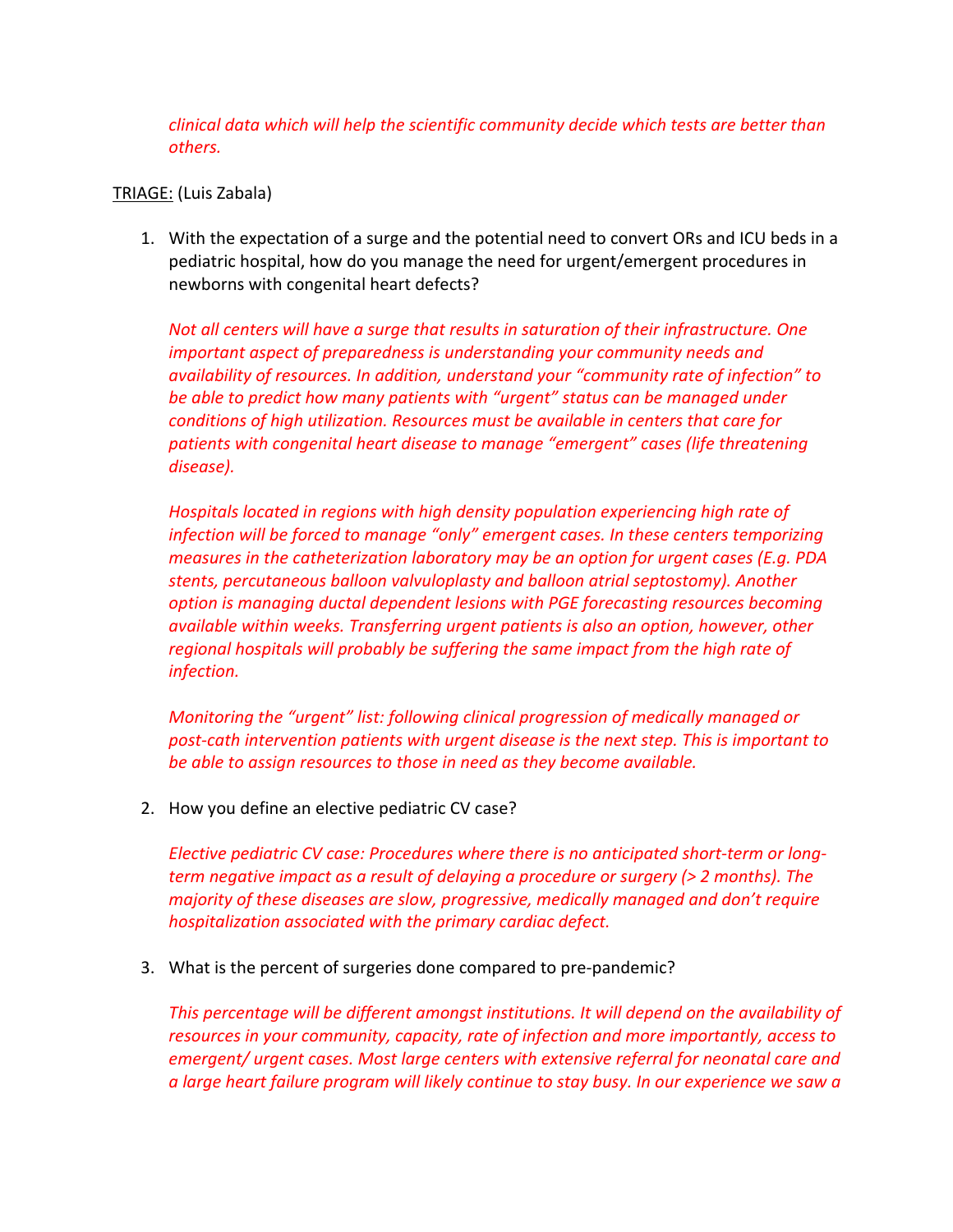*clinical data which will help the scientific community decide which tests are better than others.*

<u>TRIAGE:</u> (Luis Zabala)

1. With the expectation of a surge and the potential need to convert ORs and ICU beds in a pediatric hospital, how do you manage the need for urgent/emergent procedures in newborns with congenital heart defects?

   *Not all centers will have a surge that results in saturation of their infrastructure. One important aspect of preparedness is understanding your community needs and availability of resources. In addition, understand your "community rate of infection" to be able to predict how many patients with "urgent" status can be managed under conditions of high utilization. Resources must be available in centers that care for patients with congenital heart disease to manage "emergent" cases (life threatening disease).*

   *Hospitals located in regions with high density population experiencing high rate of infection will be forced to manage "only" emergent cases. In these centers temporizing measures in the catheterization laboratory may be an option for urgent cases (E.g. PDA stents, percutaneous balloon valvuloplasty and balloon atrial septostomy). Another option is managing ductal dependent lesions with PGE forecasting resources becoming available within weeks. Transferring urgent patients is also an option, however, other regional hospitals will probably be suffering the same impact from the high rate of infection.*

   *Monitoring the "urgent" list: following clinical progression of medically managed or post-cath intervention patients with urgent disease is the next step. This is important to be able to assign resources to those in need as they become available.*

2. How you define an elective pediatric CV case?

   *Elective pediatric CV case: Procedures where there is no anticipated short-term or long-term negative impact as a result of delaying a procedure or surgery (> 2 months). The majority of these diseases are slow, progressive, medically managed and don't require hospitalization associated with the primary cardiac defect.*

3. What is the percent of surgeries done compared to pre-pandemic?

   *This percentage will be different amongst institutions. It will depend on the availability of resources in your community, capacity, rate of infection and more importantly, access to emergent/ urgent cases. Most large centers with extensive referral for neonatal care and a large heart failure program will likely continue to stay busy. In our experience we saw a*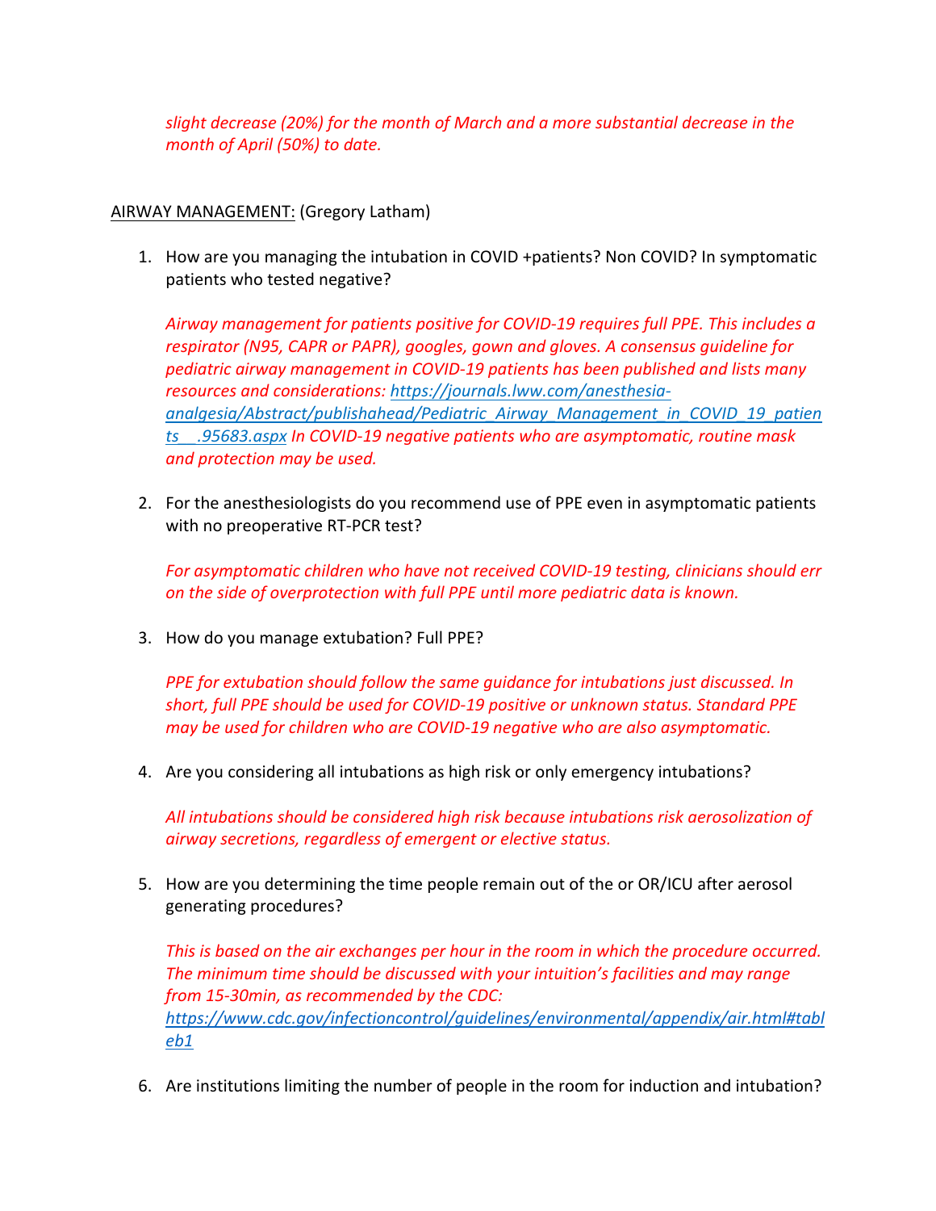*slight decrease (20%) for the month of March and a more substantial decrease in the month of April (50%) to date.*

AIRWAY MANAGEMENT: (Gregory Latham)

1. How are you managing the intubation in COVID +patients? Non COVID? In symptomatic patients who tested negative?

   *Airway management for patients positive for COVID-19 requires full PPE. This includes a respirator (N95, CAPR or PAPR), googles, gown and gloves. A consensus guideline for pediatric airway management in COVID-19 patients has been published and lists many resources and considerations: https://journals.lww.com/anesthesia-analgesia/Abstract/publishahead/Pediatric_Airway_Management_in_COVID_19_patients__.95683.aspx In COVID-19 negative patients who are asymptomatic, routine mask and protection may be used.*

2. For the anesthesiologists do you recommend use of PPE even in asymptomatic patients with no preoperative RT-PCR test?

   *For asymptomatic children who have not received COVID-19 testing, clinicians should err on the side of overprotection with full PPE until more pediatric data is known.*

3. How do you manage extubation? Full PPE?

   *PPE for extubation should follow the same guidance for intubations just discussed. In short, full PPE should be used for COVID-19 positive or unknown status. Standard PPE may be used for children who are COVID-19 negative who are also asymptomatic.*

4. Are you considering all intubations as high risk or only emergency intubations?

   *All intubations should be considered high risk because intubations risk aerosolization of airway secretions, regardless of emergent or elective status.*

5. How are you determining the time people remain out of the or OR/ICU after aerosol generating procedures?

   *This is based on the air exchanges per hour in the room in which the procedure occurred. The minimum time should be discussed with your intuition's facilities and may range from 15-30min, as recommended by the CDC: https://www.cdc.gov/infectioncontrol/guidelines/environmental/appendix/air.html#tableb1*

6. Are institutions limiting the number of people in the room for induction and intubation?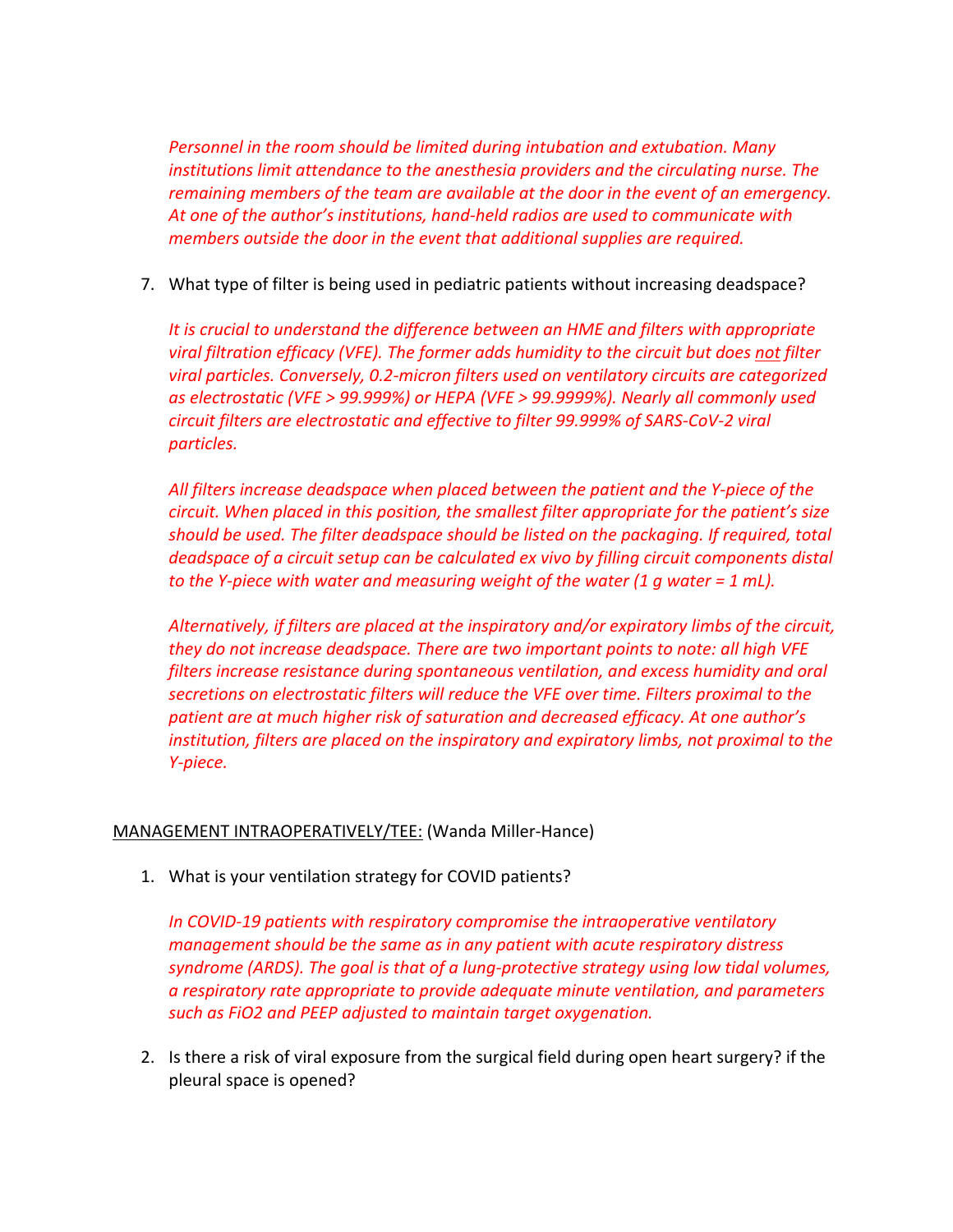*Personnel in the room should be limited during intubation and extubation. Many institutions limit attendance to the anesthesia providers and the circulating nurse. The remaining members of the team are available at the door in the event of an emergency. At one of the author's institutions, hand-held radios are used to communicate with members outside the door in the event that additional supplies are required.*

7. What type of filter is being used in pediatric patients without increasing deadspace?

   *It is crucial to understand the difference between an HME and filters with appropriate viral filtration efficacy (VFE). The former adds humidity to the circuit but does <u>not</u> filter viral particles. Conversely, 0.2-micron filters used on ventilatory circuits are categorized as electrostatic (VFE > 99.999%) or HEPA (VFE > 99.9999%). Nearly all commonly used circuit filters are electrostatic and effective to filter 99.999% of SARS-CoV-2 viral particles.*

   *All filters increase deadspace when placed between the patient and the Y-piece of the circuit. When placed in this position, the smallest filter appropriate for the patient's size should be used. The filter deadspace should be listed on the packaging. If required, total deadspace of a circuit setup can be calculated ex vivo by filling circuit components distal to the Y-piece with water and measuring weight of the water (1 g water = 1 mL).*

   *Alternatively, if filters are placed at the inspiratory and/or expiratory limbs of the circuit, they do not increase deadspace. There are two important points to note: all high VFE filters increase resistance during spontaneous ventilation, and excess humidity and oral secretions on electrostatic filters will reduce the VFE over time. Filters proximal to the patient are at much higher risk of saturation and decreased efficacy. At one author's institution, filters are placed on the inspiratory and expiratory limbs, not proximal to the Y-piece.*

<u>MANAGEMENT INTRAOPERATIVELY/TEE:</u> (Wanda Miller-Hance)

1. What is your ventilation strategy for COVID patients?

   *In COVID-19 patients with respiratory compromise the intraoperative ventilatory management should be the same as in any patient with acute respiratory distress syndrome (ARDS). The goal is that of a lung-protective strategy using low tidal volumes, a respiratory rate appropriate to provide adequate minute ventilation, and parameters such as FiO2 and PEEP adjusted to maintain target oxygenation.*

2. Is there a risk of viral exposure from the surgical field during open heart surgery? if the pleural space is opened?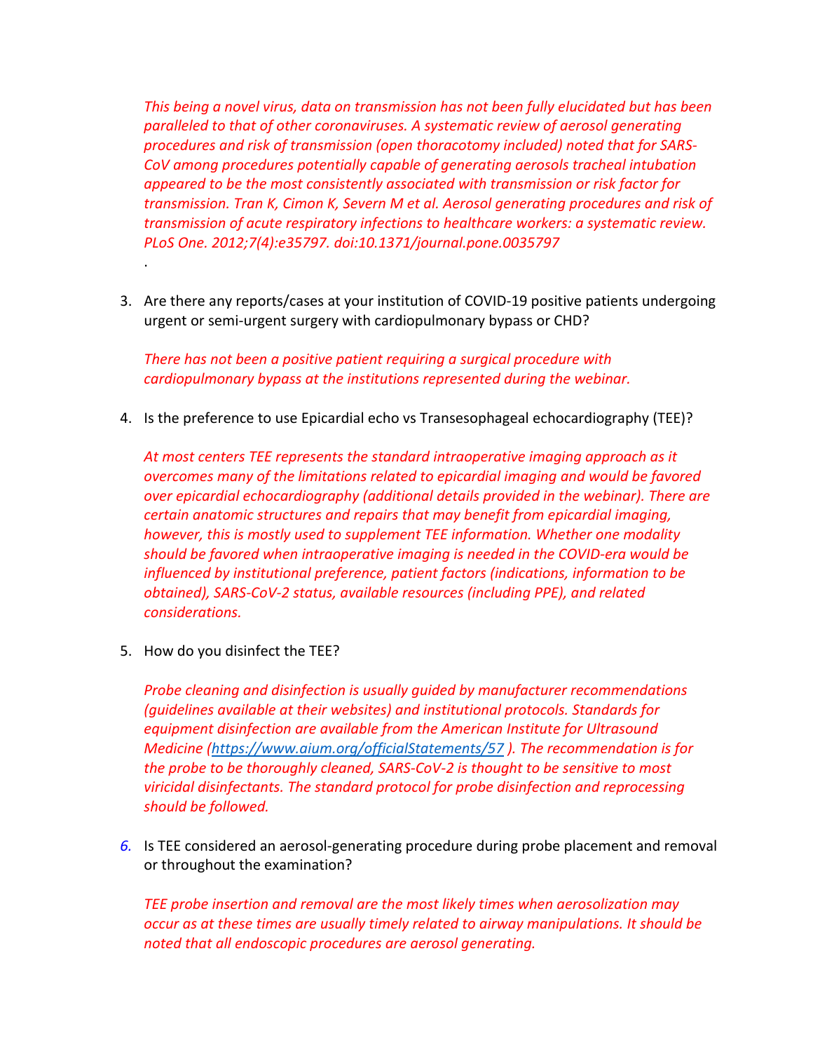*This being a novel virus, data on transmission has not been fully elucidated but has been paralleled to that of other coronaviruses. A systematic review of aerosol generating procedures and risk of transmission (open thoracotomy included) noted that for SARS-CoV among procedures potentially capable of generating aerosols tracheal intubation appeared to be the most consistently associated with transmission or risk factor for transmission. Tran K, Cimon K, Severn M et al. Aerosol generating procedures and risk of transmission of acute respiratory infections to healthcare workers: a systematic review. PLoS One. 2012;7(4):e35797. doi:10.1371/journal.pone.0035797*

.

3. Are there any reports/cases at your institution of COVID-19 positive patients undergoing urgent or semi-urgent surgery with cardiopulmonary bypass or CHD?

   *There has not been a positive patient requiring a surgical procedure with cardiopulmonary bypass at the institutions represented during the webinar.*

4. Is the preference to use Epicardial echo vs Transesophageal echocardiography (TEE)?

   *At most centers TEE represents the standard intraoperative imaging approach as it overcomes many of the limitations related to epicardial imaging and would be favored over epicardial echocardiography (additional details provided in the webinar). There are certain anatomic structures and repairs that may benefit from epicardial imaging, however, this is mostly used to supplement TEE information. Whether one modality should be favored when intraoperative imaging is needed in the COVID-era would be influenced by institutional preference, patient factors (indications, information to be obtained), SARS-CoV-2 status, available resources (including PPE), and related considerations.*

5. How do you disinfect the TEE?

   *Probe cleaning and disinfection is usually guided by manufacturer recommendations (guidelines available at their websites) and institutional protocols. Standards for equipment disinfection are available from the American Institute for Ultrasound Medicine ([https://www.aium.org/officialStatements/57](https://www.aium.org/officialStatements/57) ). The recommendation is for the probe to be thoroughly cleaned, SARS-CoV-2 is thought to be sensitive to most viricidal disinfectants. The standard protocol for probe disinfection and reprocessing should be followed.*

6. Is TEE considered an aerosol-generating procedure during probe placement and removal or throughout the examination?

   *TEE probe insertion and removal are the most likely times when aerosolization may occur as at these times are usually timely related to airway manipulations. It should be noted that all endoscopic procedures are aerosol generating.*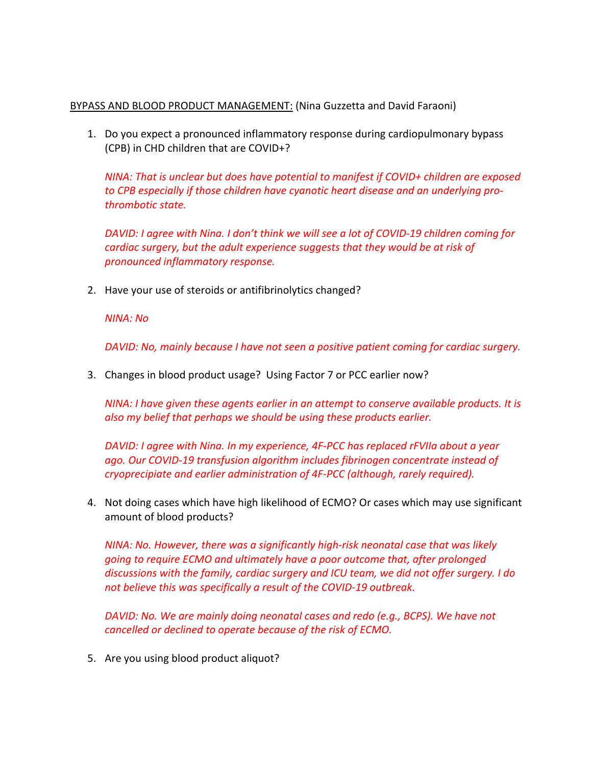<u>BYPASS AND BLOOD PRODUCT MANAGEMENT:</u> (Nina Guzzetta and David Faraoni)

1. Do you expect a pronounced inflammatory response during cardiopulmonary bypass (CPB) in CHD children that are COVID+?

   *NINA: That is unclear but does have potential to manifest if COVID+ children are exposed to CPB especially if those children have cyanotic heart disease and an underlying pro-thrombotic state.*

   *DAVID: I agree with Nina. I don't think we will see a lot of COVID-19 children coming for cardiac surgery, but the adult experience suggests that they would be at risk of pronounced inflammatory response.*

2. Have your use of steroids or antifibrinolytics changed?

   *NINA: No*

   *DAVID: No, mainly because I have not seen a positive patient coming for cardiac surgery.*

3. Changes in blood product usage? Using Factor 7 or PCC earlier now?

   *NINA: I have given these agents earlier in an attempt to conserve available products. It is also my belief that perhaps we should be using these products earlier.*

   *DAVID: I agree with Nina. In my experience, 4F-PCC has replaced rFVIIa about a year ago. Our COVID-19 transfusion algorithm includes fibrinogen concentrate instead of cryoprecipiate and earlier administration of 4F-PCC (although, rarely required).*

4. Not doing cases which have high likelihood of ECMO? Or cases which may use significant amount of blood products?

   *NINA: No. However, there was a significantly high-risk neonatal case that was likely going to require ECMO and ultimately have a poor outcome that, after prolonged discussions with the family, cardiac surgery and ICU team, we did not offer surgery. I do not believe this was specifically a result of the COVID-19 outbreak.*

   *DAVID: No. We are mainly doing neonatal cases and redo (e.g., BCPS). We have not cancelled or declined to operate because of the risk of ECMO.*

5. Are you using blood product aliquot?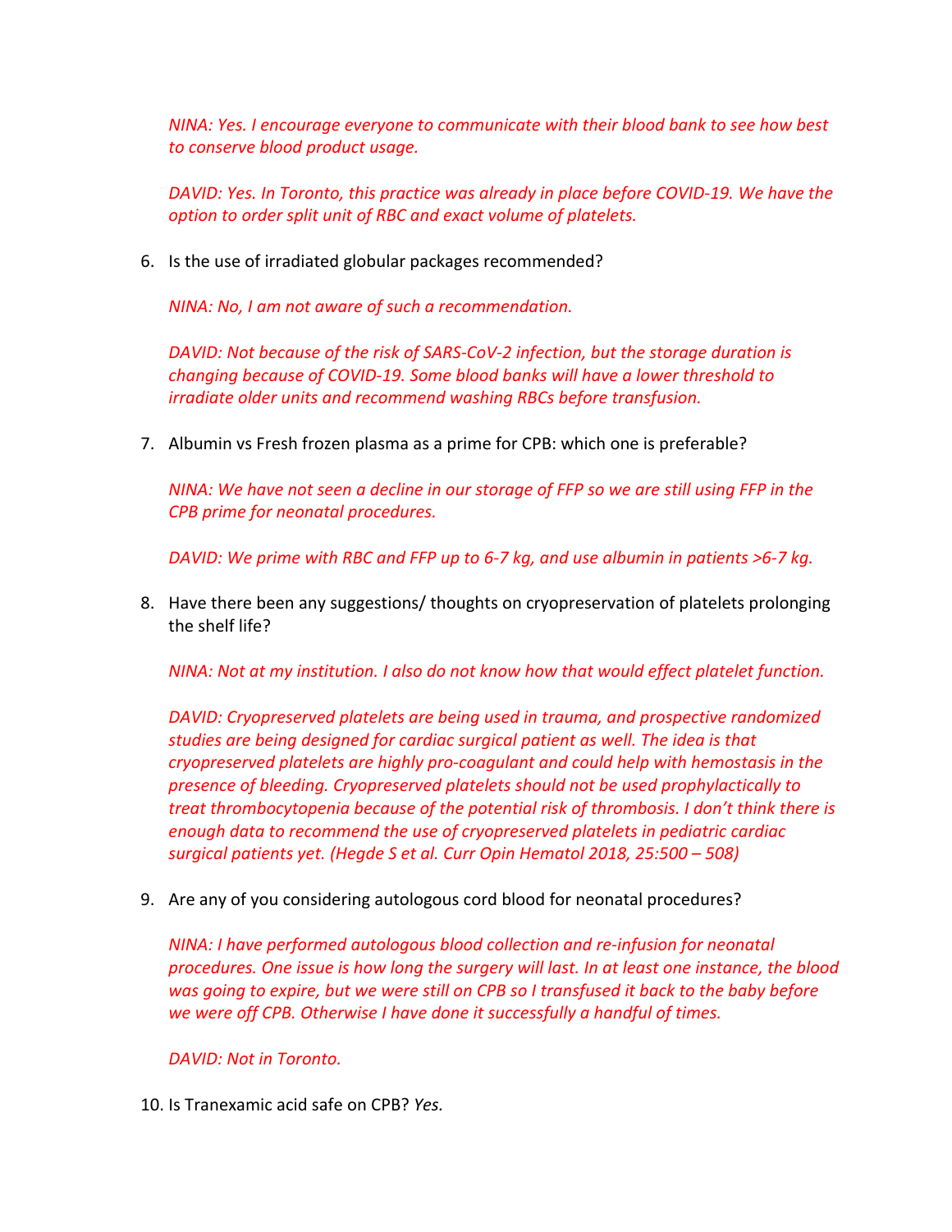*NINA: Yes. I encourage everyone to communicate with their blood bank to see how best to conserve blood product usage.*

*DAVID: Yes. In Toronto, this practice was already in place before COVID-19. We have the option to order split unit of RBC and exact volume of platelets.*

6. Is the use of irradiated globular packages recommended?

   *NINA: No, I am not aware of such a recommendation.*

   *DAVID: Not because of the risk of SARS-CoV-2 infection, but the storage duration is changing because of COVID-19. Some blood banks will have a lower threshold to irradiate older units and recommend washing RBCs before transfusion.*

7. Albumin vs Fresh frozen plasma as a prime for CPB: which one is preferable?

   *NINA: We have not seen a decline in our storage of FFP so we are still using FFP in the CPB prime for neonatal procedures.*

   *DAVID: We prime with RBC and FFP up to 6-7 kg, and use albumin in patients >6-7 kg.*

8. Have there been any suggestions/ thoughts on cryopreservation of platelets prolonging the shelf life?

   *NINA: Not at my institution. I also do not know how that would effect platelet function.*

   *DAVID: Cryopreserved platelets are being used in trauma, and prospective randomized studies are being designed for cardiac surgical patient as well. The idea is that cryopreserved platelets are highly pro-coagulant and could help with hemostasis in the presence of bleeding. Cryopreserved platelets should not be used prophylactically to treat thrombocytopenia because of the potential risk of thrombosis. I don't think there is enough data to recommend the use of cryopreserved platelets in pediatric cardiac surgical patients yet. (Hegde S et al. Curr Opin Hematol 2018, 25:500 – 508)*

9. Are any of you considering autologous cord blood for neonatal procedures?

   *NINA: I have performed autologous blood collection and re-infusion for neonatal procedures. One issue is how long the surgery will last. In at least one instance, the blood was going to expire, but we were still on CPB so I transfused it back to the baby before we were off CPB. Otherwise I have done it successfully a handful of times.*

   *DAVID: Not in Toronto.*

10. Is Tranexamic acid safe on CPB? *Yes.*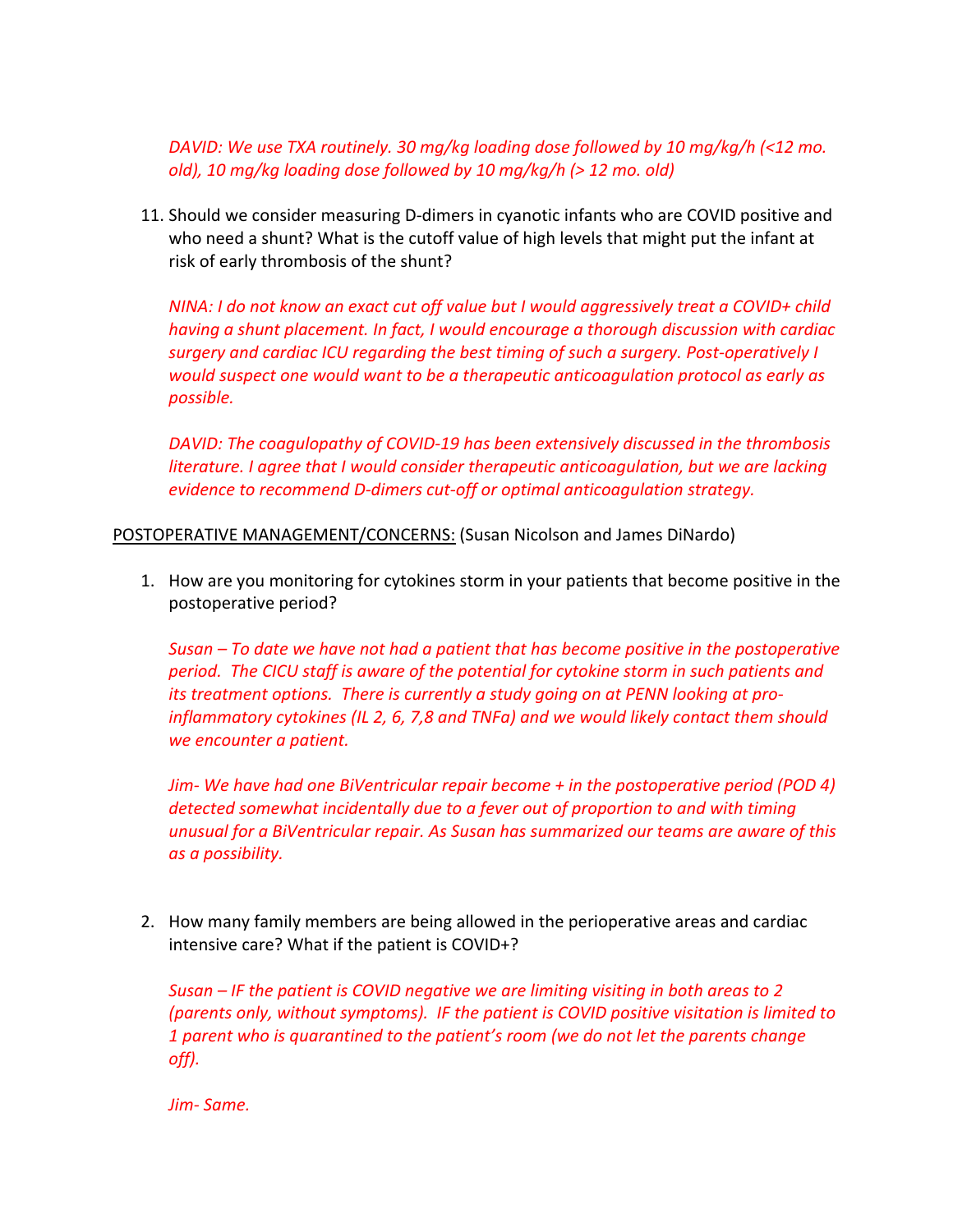*DAVID: We use TXA routinely. 30 mg/kg loading dose followed by 10 mg/kg/h (<12 mo. old), 10 mg/kg loading dose followed by 10 mg/kg/h (> 12 mo. old)*

11. Should we consider measuring D-dimers in cyanotic infants who are COVID positive and who need a shunt? What is the cutoff value of high levels that might put the infant at risk of early thrombosis of the shunt?

    *NINA: I do not know an exact cut off value but I would aggressively treat a COVID+ child having a shunt placement. In fact, I would encourage a thorough discussion with cardiac surgery and cardiac ICU regarding the best timing of such a surgery. Post-operatively I would suspect one would want to be a therapeutic anticoagulation protocol as early as possible.*

    *DAVID: The coagulopathy of COVID-19 has been extensively discussed in the thrombosis literature. I agree that I would consider therapeutic anticoagulation, but we are lacking evidence to recommend D-dimers cut-off or optimal anticoagulation strategy.*

<u>POSTOPERATIVE MANAGEMENT/CONCERNS:</u> (Susan Nicolson and James DiNardo)

1. How are you monitoring for cytokines storm in your patients that become positive in the postoperative period?

   *Susan – To date we have not had a patient that has become positive in the postoperative period. The CICU staff is aware of the potential for cytokine storm in such patients and its treatment options. There is currently a study going on at PENN looking at pro-inflammatory cytokines (IL 2, 6, 7,8 and TNFa) and we would likely contact them should we encounter a patient.*

   *Jim- We have had one BiVentricular repair become + in the postoperative period (POD 4) detected somewhat incidentally due to a fever out of proportion to and with timing unusual for a BiVentricular repair. As Susan has summarized our teams are aware of this as a possibility.*

2. How many family members are being allowed in the perioperative areas and cardiac intensive care? What if the patient is COVID+?

   *Susan – IF the patient is COVID negative we are limiting visiting in both areas to 2 (parents only, without symptoms). IF the patient is COVID positive visitation is limited to 1 parent who is quarantined to the patient's room (we do not let the parents change off).*

   *Jim- Same.*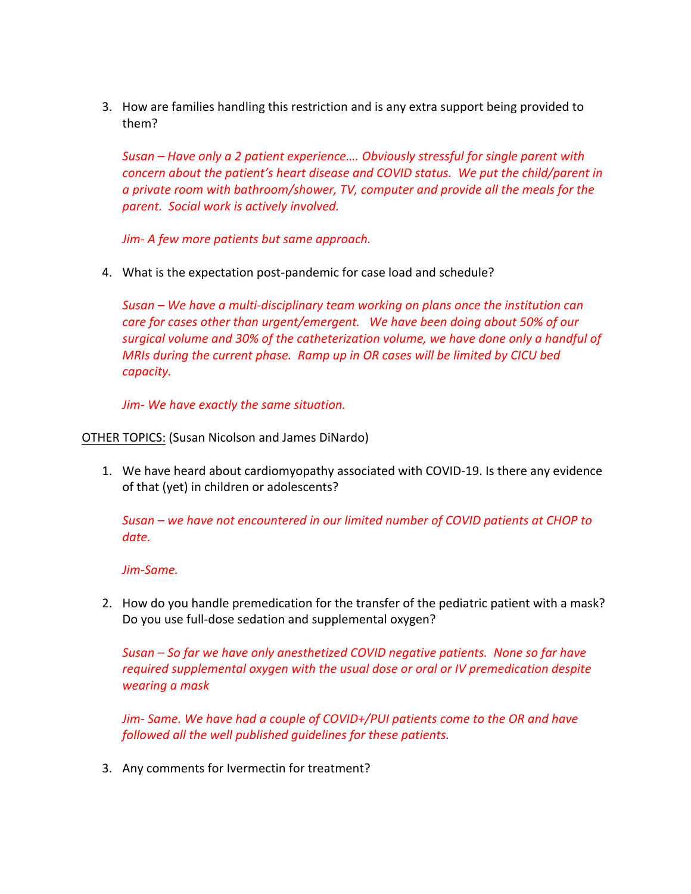3. How are families handling this restriction and is any extra support being provided to them?

   *Susan – Have only a 2 patient experience…. Obviously stressful for single parent with concern about the patient's heart disease and COVID status. We put the child/parent in a private room with bathroom/shower, TV, computer and provide all the meals for the parent. Social work is actively involved.*

   *Jim- A few more patients but same approach.*

4. What is the expectation post-pandemic for case load and schedule?

   *Susan – We have a multi-disciplinary team working on plans once the institution can care for cases other than urgent/emergent. We have been doing about 50% of our surgical volume and 30% of the catheterization volume, we have done only a handful of MRIs during the current phase. Ramp up in OR cases will be limited by CICU bed capacity.*

   *Jim- We have exactly the same situation.*

<u>OTHER TOPICS:</u> (Susan Nicolson and James DiNardo)

1. We have heard about cardiomyopathy associated with COVID-19. Is there any evidence of that (yet) in children or adolescents?

   *Susan – we have not encountered in our limited number of COVID patients at CHOP to date.*

   *Jim-Same.*

2. How do you handle premedication for the transfer of the pediatric patient with a mask? Do you use full-dose sedation and supplemental oxygen?

   *Susan – So far we have only anesthetized COVID negative patients. None so far have required supplemental oxygen with the usual dose or oral or IV premedication despite wearing a mask*

   *Jim- Same. We have had a couple of COVID+/PUI patients come to the OR and have followed all the well published guidelines for these patients.*

3. Any comments for Ivermectin for treatment?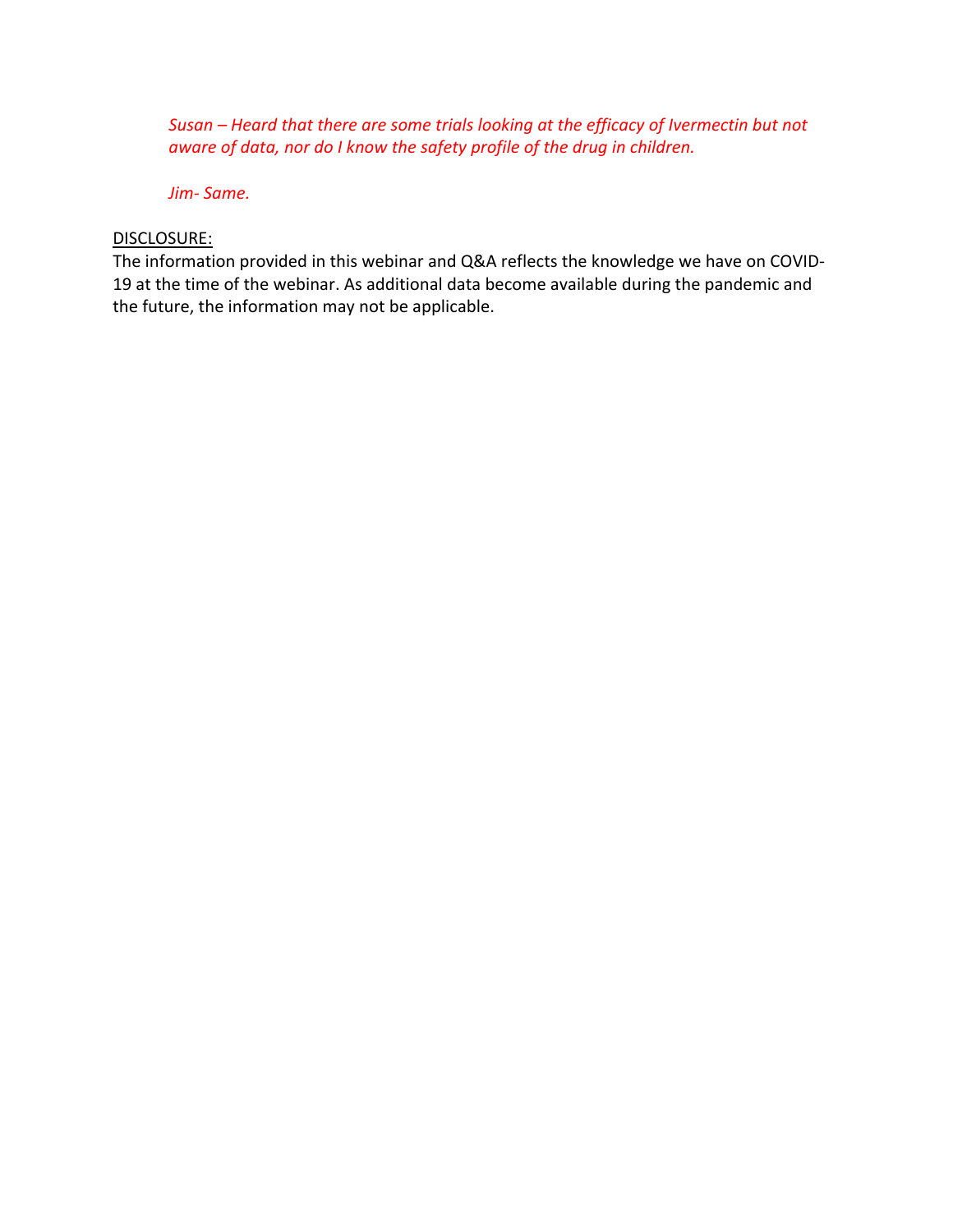*Susan – Heard that there are some trials looking at the efficacy of Ivermectin but not aware of data, nor do I know the safety profile of the drug in children.*

*Jim- Same.*

DISCLOSURE:

The information provided in this webinar and Q&A reflects the knowledge we have on COVID-19 at the time of the webinar. As additional data become available during the pandemic and the future, the information may not be applicable.